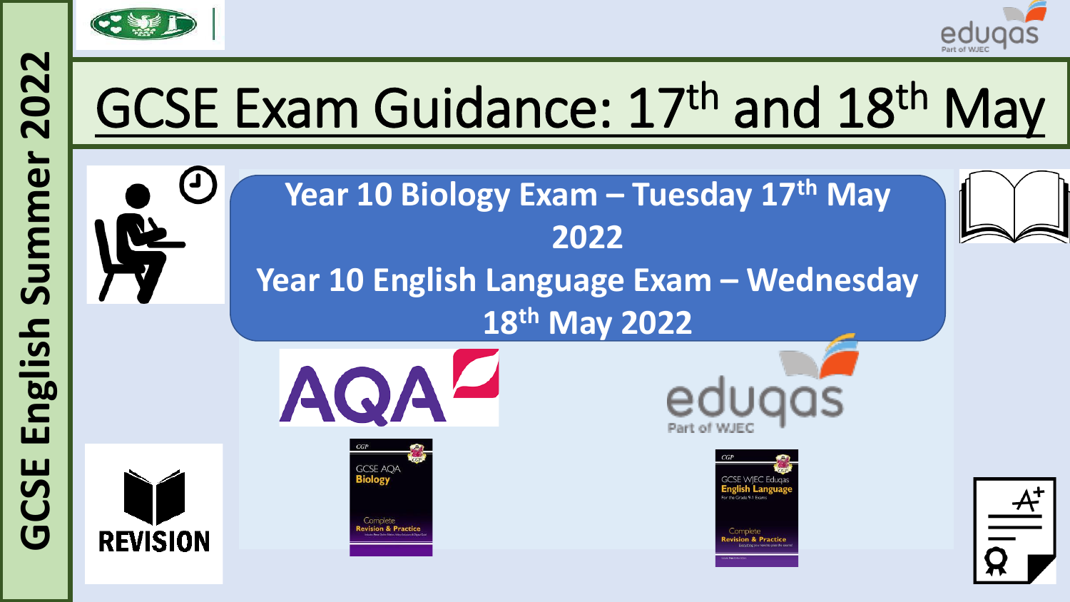GCSE English Summer 2022

# GCSE Exam Guidance: 17th and 18th May

**Year 10 Biology Exam – Tuesday 17th May 2022**

**Year 10 English Language Exam – Wednesday 18th May 2022**

AQA

eduqas
Part of WJEC

CGP
GCSE AQA Biology
Complete Revision & Practice

CGP
GCSE WJEC Eduqas English Language
For the Grade 9-1 Exams
Complete Revision & Practice

REVISION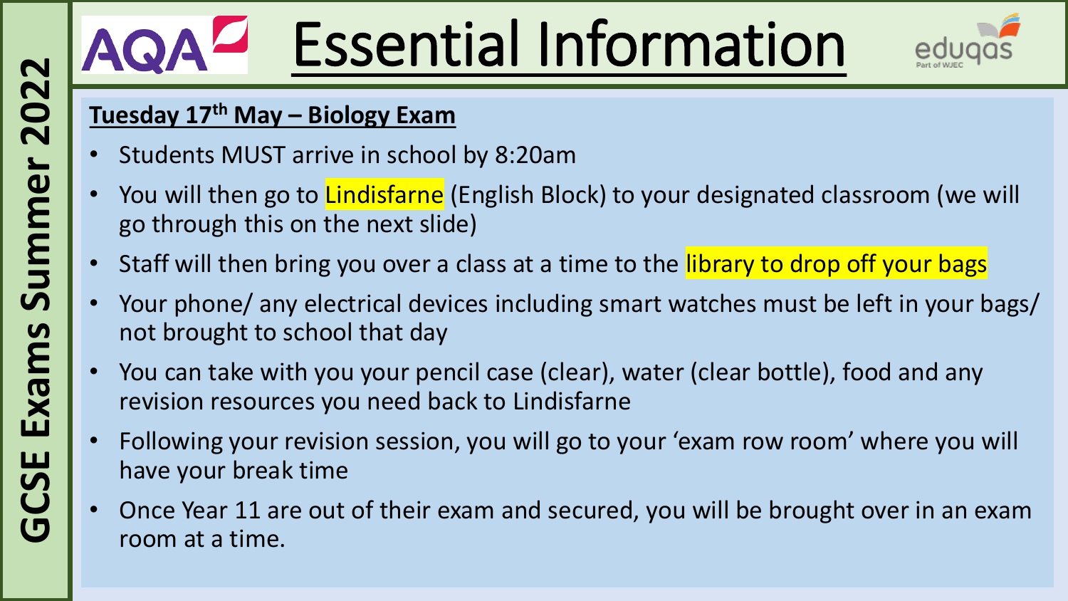# Essential Information

GCSE Exams Summer 2022

## Tuesday 17th May – Biology Exam

- Students MUST arrive in school by 8:20am
- You will then go to Lindisfarne (English Block) to your designated classroom (we will go through this on the next slide)
- Staff will then bring you over a class at a time to the library to drop off your bags
- Your phone/ any electrical devices including smart watches must be left in your bags/ not brought to school that day
- You can take with you your pencil case (clear), water (clear bottle), food and any revision resources you need back to Lindisfarne
- Following your revision session, you will go to your 'exam row room' where you will have your break time
- Once Year 11 are out of their exam and secured, you will be brought over in an exam room at a time.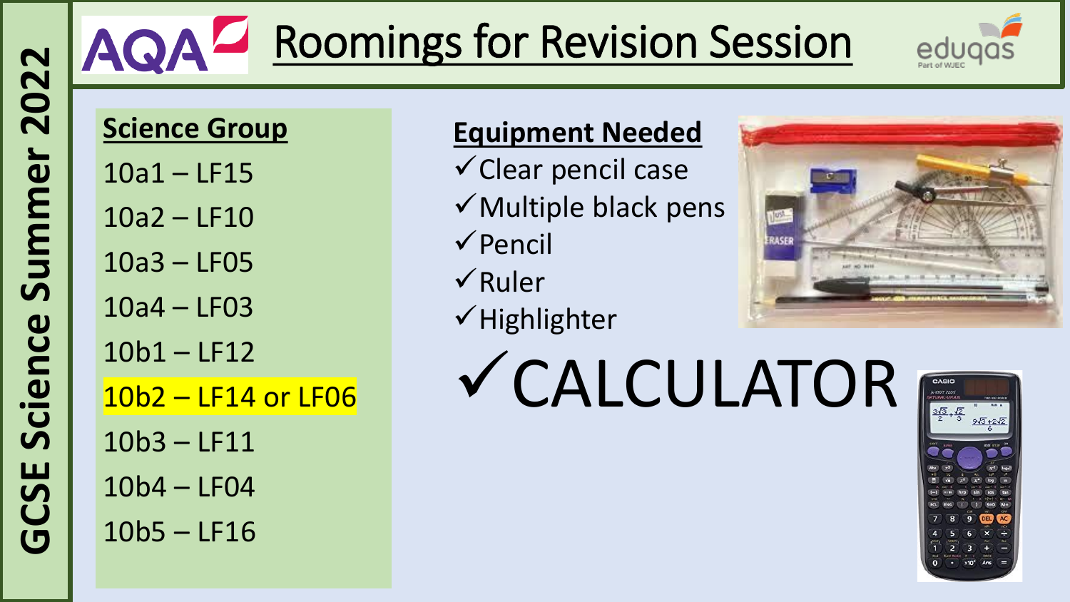# GCSE Science Summer 2022

AQA

## Roomings for Revision Session

eduqas
Part of WJEC

### Science Group

10a1 – LF15

10a2 – LF10

10a3 – LF05

10a4 – LF03

10b1 – LF12

10b2 – LF14 or LF06

10b3 – LF11

10b4 – LF04

10b5 – LF16

### Equipment Needed

- ✓Clear pencil case
- ✓Multiple black pens
- ✓Pencil
- ✓Ruler
- ✓Highlighter

# ✓CALCULATOR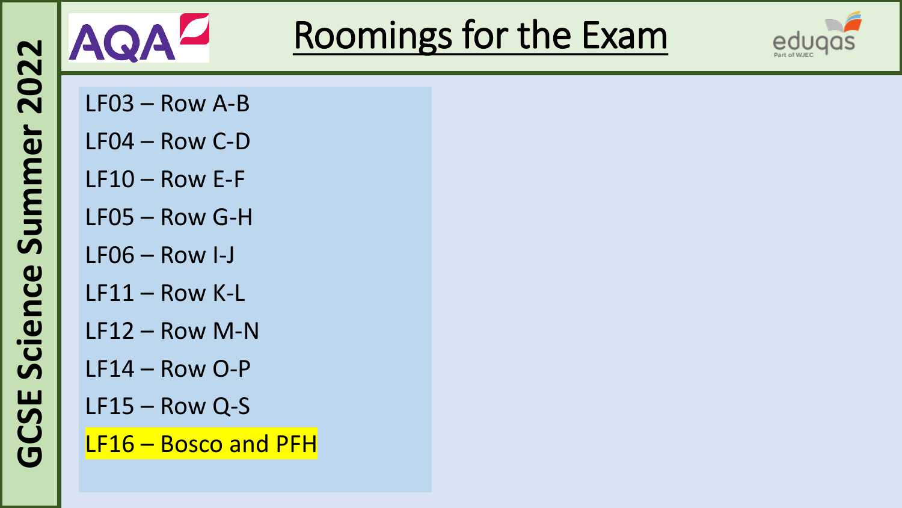# Roomings for the Exam

GCSE Science Summer 2022

- LF03 – Row A-B
- LF04 – Row C-D
- LF10 – Row E-F
- LF05 – Row G-H
- LF06 – Row I-J
- LF11 – Row K-L
- LF12 – Row M-N
- LF14 – Row O-P
- LF15 – Row Q-S
- LF16 – Bosco and PFH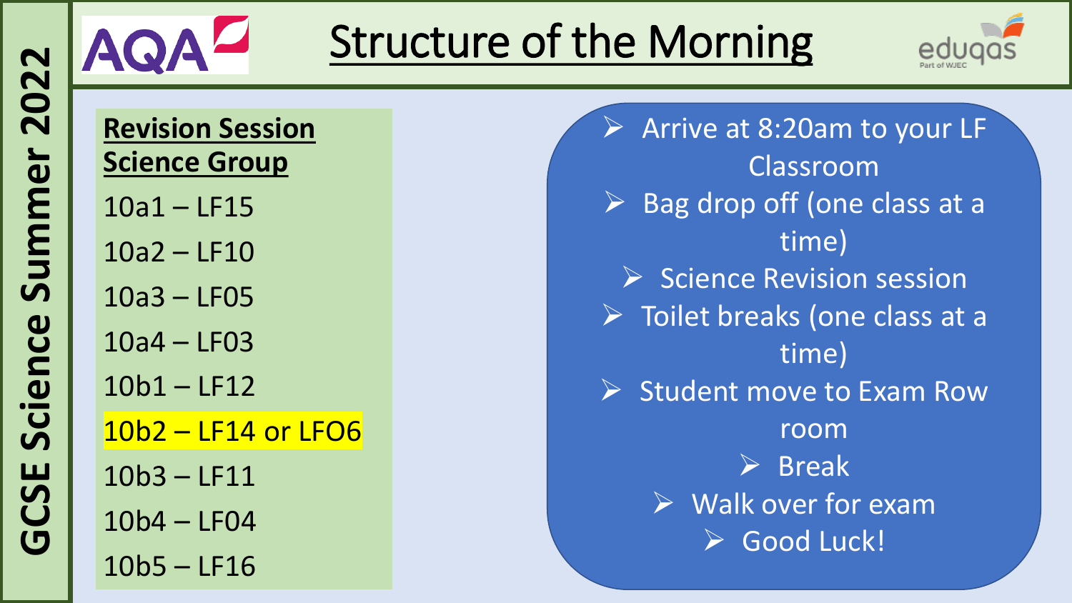# Structure of the Morning

GCSE Science Summer 2022

AQA

eduqas
Part of WJEC

**Revision Session Science Group**

10a1 – LF15

10a2 – LF10

10a3 – LF05

10a4 – LF03

10b1 – LF12

10b2 – LF14 or LFO6

10b3 – LF11

10b4 – LF04

10b5 – LF16

- Arrive at 8:20am to your LF Classroom
- Bag drop off (one class at a time)
- Science Revision session
- Toilet breaks (one class at a time)
- Student move to Exam Row room
- Break
- Walk over for exam
- Good Luck!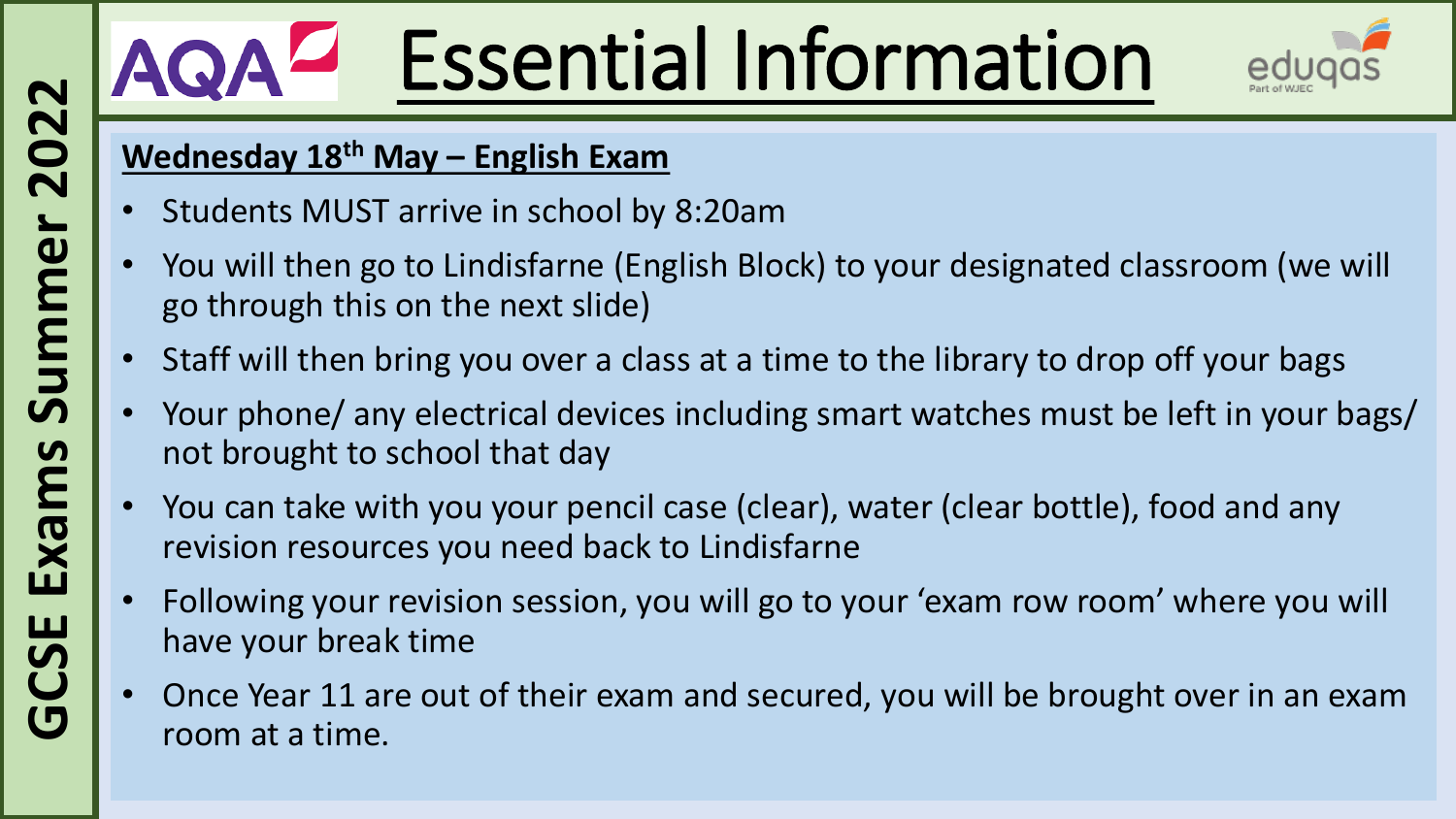# Essential Information

**Wednesday 18th May – English Exam**

- Students MUST arrive in school by 8:20am
- You will then go to Lindisfarne (English Block) to your designated classroom (we will go through this on the next slide)
- Staff will then bring you over a class at a time to the library to drop off your bags
- Your phone/ any electrical devices including smart watches must be left in your bags/ not brought to school that day
- You can take with you your pencil case (clear), water (clear bottle), food and any revision resources you need back to Lindisfarne
- Following your revision session, you will go to your 'exam row room' where you will have your break time
- Once Year 11 are out of their exam and secured, you will be brought over in an exam room at a time.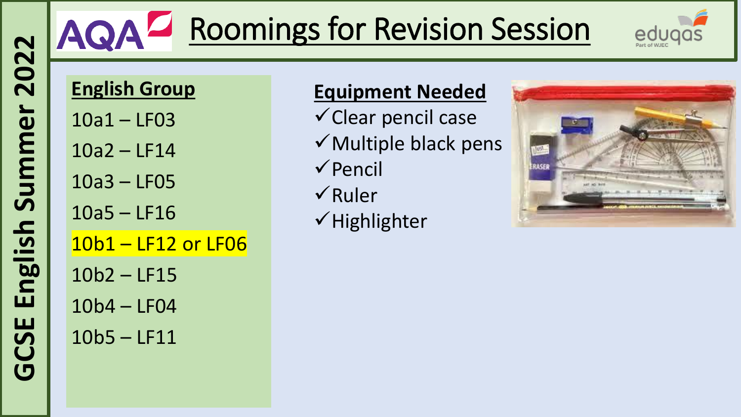# GCSE English Summer 2022

AQA

## Roomings for Revision Session

eduqas
Part of WJEC

### English Group

10a1 – LF03

10a2 – LF14

10a3 – LF05

10a5 – LF16

10b1 – LF12 or LF06

10b2 – LF15

10b4 – LF04

10b5 – LF11

### Equipment Needed

- ✓ Clear pencil case
- ✓ Multiple black pens
- ✓ Pencil
- ✓ Ruler
- ✓ Highlighter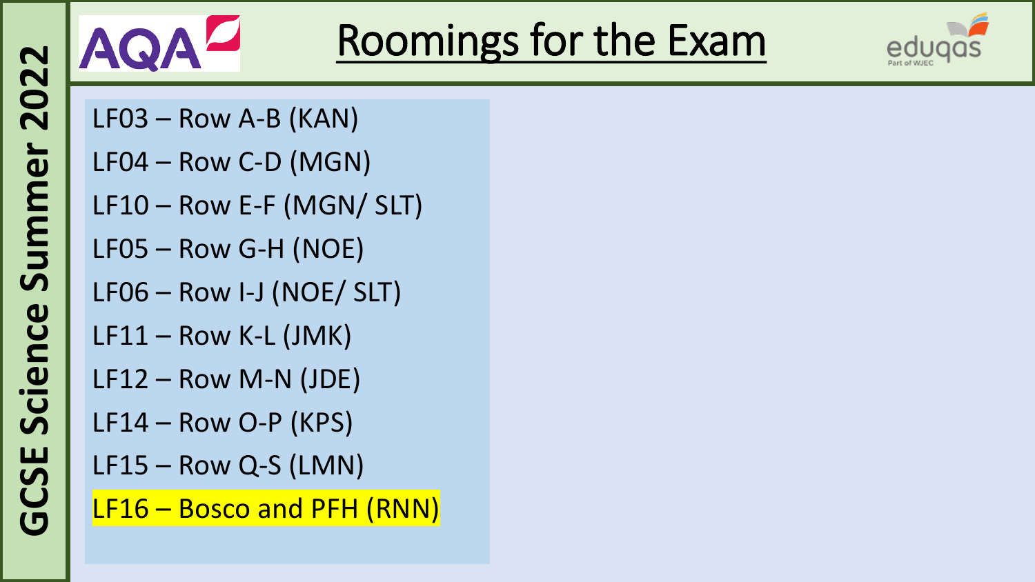# Roomings for the Exam

- LF03 – Row A-B (KAN)
- LF04 – Row C-D (MGN)
- LF10 – Row E-F (MGN/ SLT)
- LF05 – Row G-H (NOE)
- LF06 – Row I-J (NOE/ SLT)
- LF11 – Row K-L (JMK)
- LF12 – Row M-N (JDE)
- LF14 – Row O-P (KPS)
- LF15 – Row Q-S (LMN)
- LF16 – Bosco and PFH (RNN)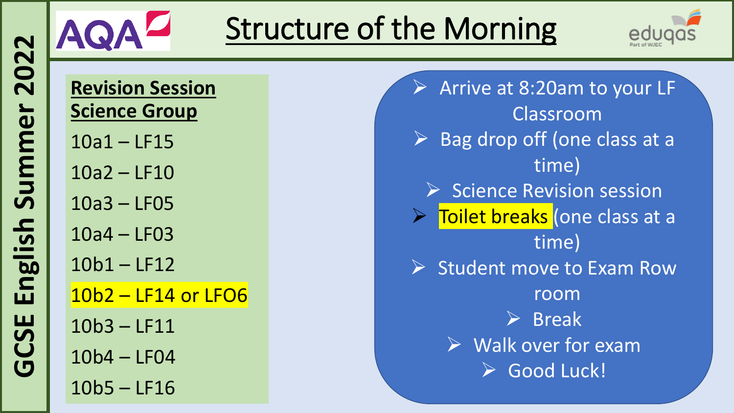# Structure of the Morning

**GCSE English Summer 2022**

AQA

eduqas Part of WJEC

**Revision Session Science Group**

10a1 – LF15

10a2 – LF10

10a3 – LF05

10a4 – LF03

10b1 – LF12

10b2 – LF14 or LFO6

10b3 – LF11

10b4 – LF04

10b5 – LF16

- Arrive at 8:20am to your LF Classroom
- Bag drop off (one class at a time)
- Science Revision session
- Toilet breaks (one class at a time)
- Student move to Exam Row room
- Break
- Walk over for exam
- Good Luck!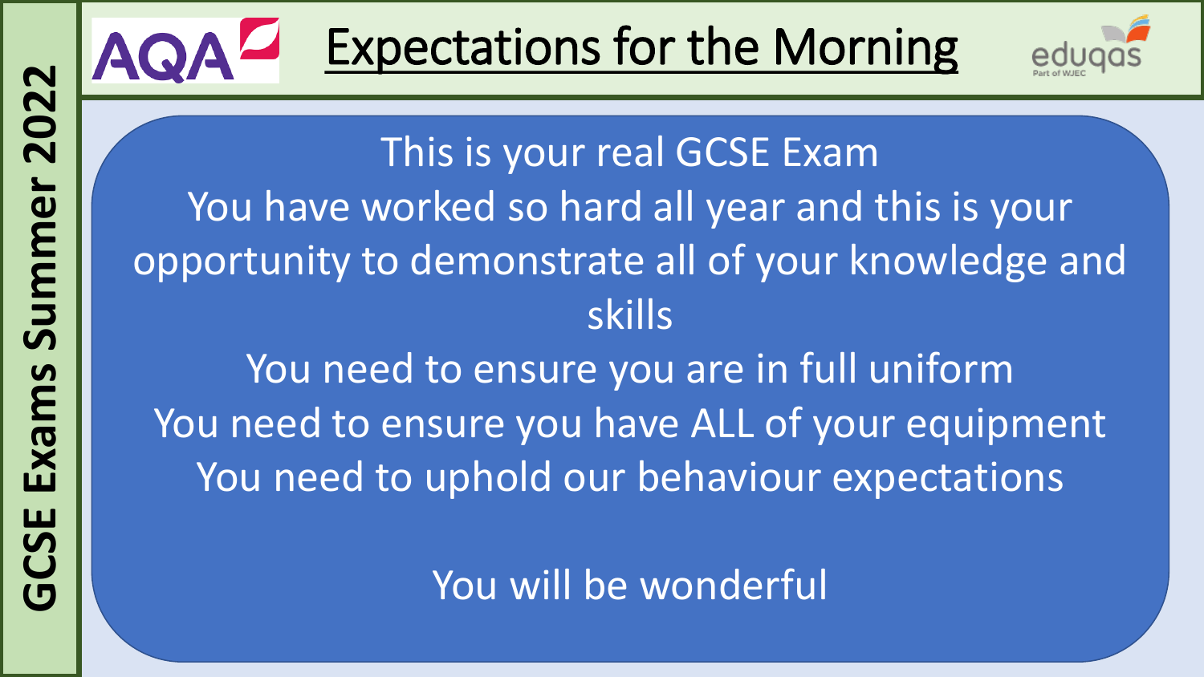GCSE Exams Summer 2022

AQA

# Expectations for the Morning

eduqas

Part of WJEC

This is your real GCSE Exam

You have worked so hard all year and this is your opportunity to demonstrate all of your knowledge and skills

You need to ensure you are in full uniform

You need to ensure you have ALL of your equipment

You need to uphold our behaviour expectations

You will be wonderful